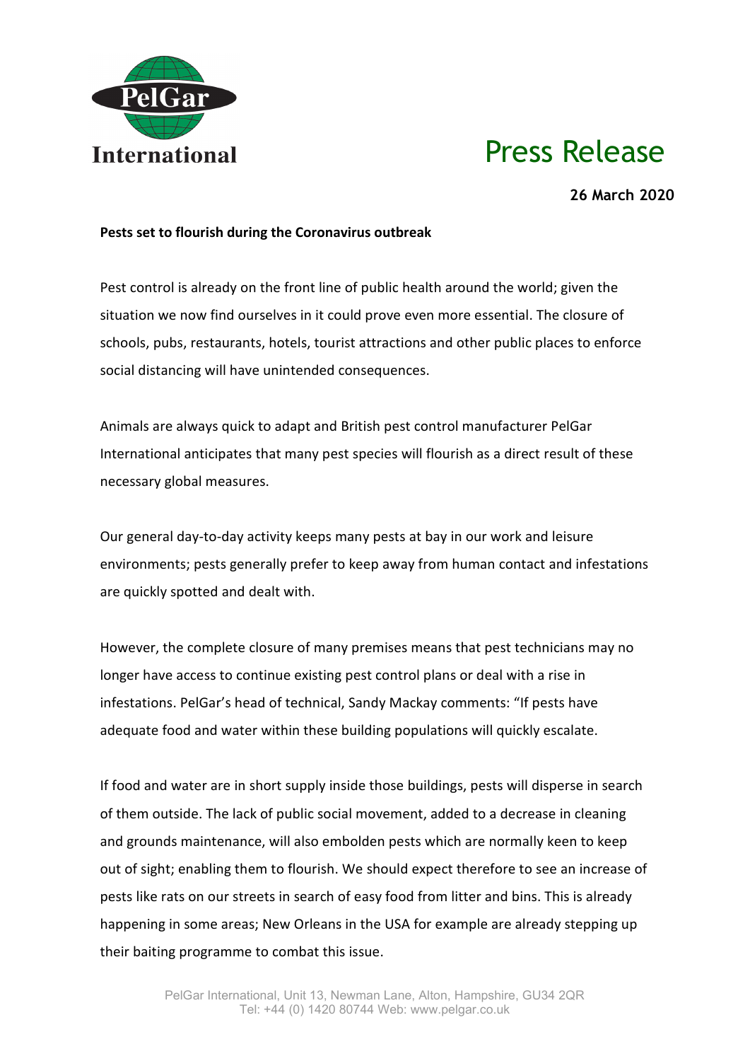PelGar International

# Press Release

**26 March 2020**

**Pests set to flourish during the Coronavirus outbreak**

Pest control is already on the front line of public health around the world; given the situation we now find ourselves in it could prove even more essential. The closure of schools, pubs, restaurants, hotels, tourist attractions and other public places to enforce social distancing will have unintended consequences.

Animals are always quick to adapt and British pest control manufacturer PelGar International anticipates that many pest species will flourish as a direct result of these necessary global measures.

Our general day-to-day activity keeps many pests at bay in our work and leisure environments; pests generally prefer to keep away from human contact and infestations are quickly spotted and dealt with.

However, the complete closure of many premises means that pest technicians may no longer have access to continue existing pest control plans or deal with a rise in infestations. PelGar's head of technical, Sandy Mackay comments: "If pests have adequate food and water within these building populations will quickly escalate.

If food and water are in short supply inside those buildings, pests will disperse in search of them outside. The lack of public social movement, added to a decrease in cleaning and grounds maintenance, will also embolden pests which are normally keen to keep out of sight; enabling them to flourish. We should expect therefore to see an increase of pests like rats on our streets in search of easy food from litter and bins. This is already happening in some areas; New Orleans in the USA for example are already stepping up their baiting programme to combat this issue.

PelGar International, Unit 13, Newman Lane, Alton, Hampshire, GU34 2QR
Tel: +44 (0) 1420 80744 Web: www.pelgar.co.uk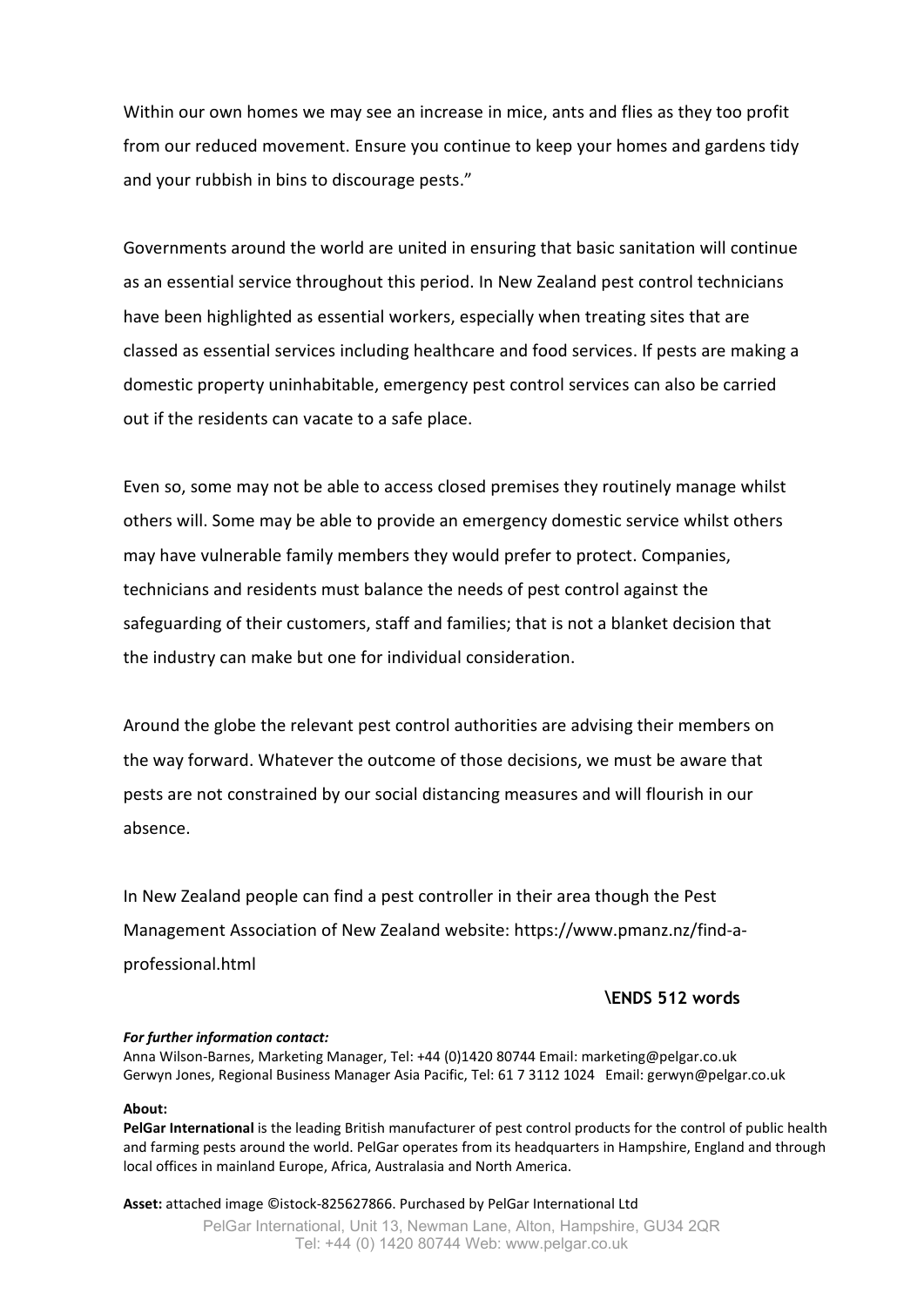Within our own homes we may see an increase in mice, ants and flies as they too profit from our reduced movement. Ensure you continue to keep your homes and gardens tidy and your rubbish in bins to discourage pests."

Governments around the world are united in ensuring that basic sanitation will continue as an essential service throughout this period. In New Zealand pest control technicians have been highlighted as essential workers, especially when treating sites that are classed as essential services including healthcare and food services. If pests are making a domestic property uninhabitable, emergency pest control services can also be carried out if the residents can vacate to a safe place.

Even so, some may not be able to access closed premises they routinely manage whilst others will. Some may be able to provide an emergency domestic service whilst others may have vulnerable family members they would prefer to protect. Companies, technicians and residents must balance the needs of pest control against the safeguarding of their customers, staff and families; that is not a blanket decision that the industry can make but one for individual consideration.

Around the globe the relevant pest control authorities are advising their members on the way forward. Whatever the outcome of those decisions, we must be aware that pests are not constrained by our social distancing measures and will flourish in our absence.

In New Zealand people can find a pest controller in their area though the Pest Management Association of New Zealand website: https://www.pmanz.nz/find-a-professional.html

**\ENDS 512 words**

***For further information contact:***
Anna Wilson-Barnes, Marketing Manager, Tel: +44 (0)1420 80744 Email: marketing@pelgar.co.uk
Gerwyn Jones, Regional Business Manager Asia Pacific, Tel: 61 7 3112 1024 Email: gerwyn@pelgar.co.uk

**About:**
**PelGar International** is the leading British manufacturer of pest control products for the control of public health and farming pests around the world. PelGar operates from its headquarters in Hampshire, England and through local offices in mainland Europe, Africa, Australasia and North America.

**Asset:** attached image ©istock-825627866. Purchased by PelGar International Ltd

PelGar International, Unit 13, Newman Lane, Alton, Hampshire, GU34 2QR
Tel: +44 (0) 1420 80744 Web: www.pelgar.co.uk